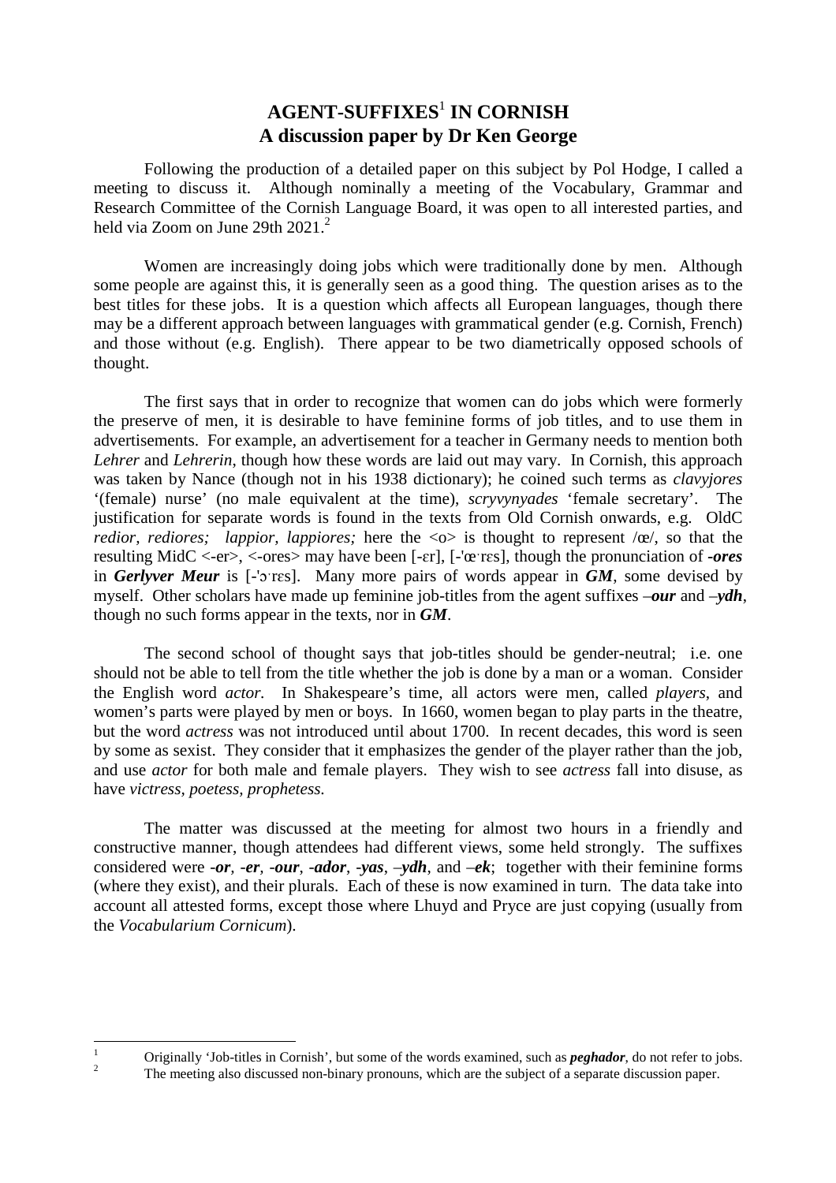# AGENT-SUFFIXES[1] IN CORNISH
## A discussion paper by Dr Ken George

Following the production of a detailed paper on this subject by Pol Hodge, I called a meeting to discuss it. Although nominally a meeting of the Vocabulary, Grammar and Research Committee of the Cornish Language Board, it was open to all interested parties, and held via Zoom on June 29th 2021.[2]

Women are increasingly doing jobs which were traditionally done by men. Although some people are against this, it is generally seen as a good thing. The question arises as to the best titles for these jobs. It is a question which affects all European languages, though there may be a different approach between languages with grammatical gender (e.g. Cornish, French) and those without (e.g. English). There appear to be two diametrically opposed schools of thought.

The first says that in order to recognize that women can do jobs which were formerly the preserve of men, it is desirable to have feminine forms of job titles, and to use them in advertisements. For example, an advertisement for a teacher in Germany needs to mention both *Lehrer* and *Lehrerin*, though how these words are laid out may vary. In Cornish, this approach was taken by Nance (though not in his 1938 dictionary); he coined such terms as *clavyjores* '(female) nurse' (no male equivalent at the time), *scryvynyades* 'female secretary'. The justification for separate words is found in the texts from Old Cornish onwards, e.g. OldC *redior, rediores; lappior, lappiores;* here the <o> is thought to represent /œ/, so that the resulting MidC <-er>, <-ores> may have been [-ɛr], [-'œˑrɛs], though the pronunciation of ***-ores*** in ***Gerlyver Meur*** is [-'ɔˑrɛs]. Many more pairs of words appear in ***GM***, some devised by myself. Other scholars have made up feminine job-titles from the agent suffixes –***our*** and –***ydh***, though no such forms appear in the texts, nor in ***GM***.

The second school of thought says that job-titles should be gender-neutral; i.e. one should not be able to tell from the title whether the job is done by a man or a woman. Consider the English word *actor.* In Shakespeare's time, all actors were men, called *players*, and women's parts were played by men or boys. In 1660, women began to play parts in the theatre, but the word *actress* was not introduced until about 1700. In recent decades, this word is seen by some as sexist. They consider that it emphasizes the gender of the player rather than the job, and use *actor* for both male and female players. They wish to see *actress* fall into disuse, as have *victress*, *poetess*, *prophetess*.

The matter was discussed at the meeting for almost two hours in a friendly and constructive manner, though attendees had different views, some held strongly. The suffixes considered were ***-or***, ***-er***, ***-our***, ***-ador***, ***-yas***, –***ydh***, and –***ek***; together with their feminine forms (where they exist), and their plurals. Each of these is now examined in turn. The data take into account all attested forms, except those where Lhuyd and Pryce are just copying (usually from the *Vocabularium Cornicum*).

---

[1] Originally 'Job-titles in Cornish', but some of the words examined, such as ***peghador***, do not refer to jobs.

[2] The meeting also discussed non-binary pronouns, which are the subject of a separate discussion paper.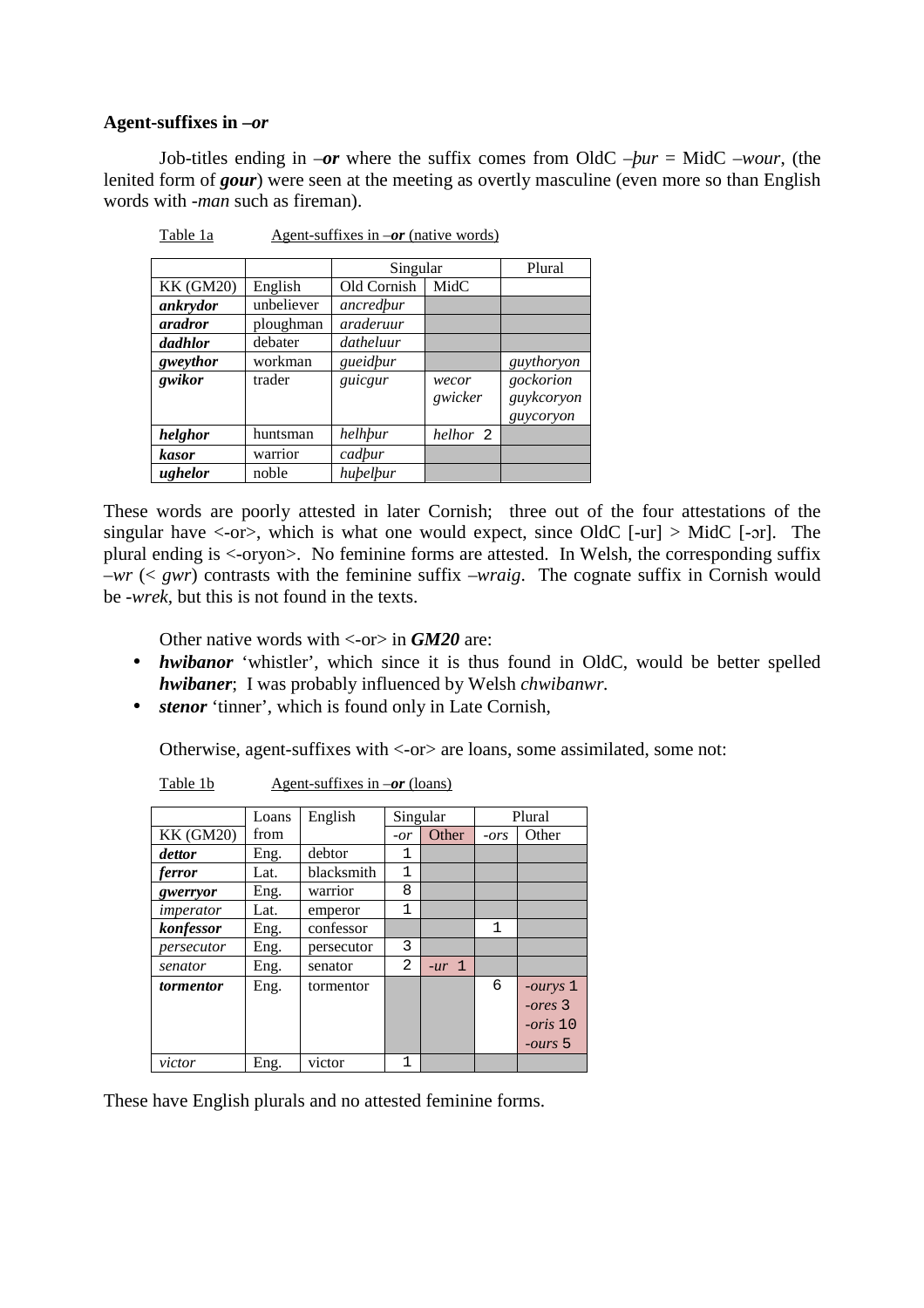**Agent-suffixes in –*or***

Job-titles ending in –***or*** where the suffix comes from OldC –*þur* = MidC –*wour*, (the lenited form of ***gour***) were seen at the meeting as overtly masculine (even more so than English words with -*man* such as fireman).

Table 1a Agent-suffixes in –***or*** (native words)

| | | Singular | | Plural |
|---|---|---|---|---|
| KK (GM20) | English | Old Cornish | MidC | |
| ***ankrydor*** | unbeliever | *ancredþur* | | |
| ***aradror*** | ploughman | *araderuur* | | |
| ***dadhlor*** | debater | *datheluur* | | |
| ***gweythor*** | workman | *gueidþur* | | *guythoryon* |
| ***gwikor*** | trader | *guicgur* | *wecor* *gwicker* | *gockorion* *guykcoryon* *guycoryon* |
| ***helghor*** | huntsman | *helhþur* | *helhor* 2 | |
| ***kasor*** | warrior | *cadþur* | | |
| ***ughelor*** | noble | *huþelþur* | | |

These words are poorly attested in later Cornish; three out of the four attestations of the singular have <-or>, which is what one would expect, since OldC [-ur] > MidC [-ɔr]. The plural ending is <-oryon>. No feminine forms are attested. In Welsh, the corresponding suffix –*wr* (< *gwr*) contrasts with the feminine suffix –*wraig*. The cognate suffix in Cornish would be -*wrek*, but this is not found in the texts.

Other native words with <-or> in ***GM20*** are:

- ***hwibanor*** 'whistler', which since it is thus found in OldC, would be better spelled ***hwibaner***; I was probably influenced by Welsh *chwibanwr.*
- ***stenor*** 'tinner', which is found only in Late Cornish,

Otherwise, agent-suffixes with <-or> are loans, some assimilated, some not:

Table 1b Agent-suffixes in –***or*** (loans)

| | Loans | English | Singular | | Plural | |
|---|---|---|---|---|---|---|
| KK (GM20) | from | | *-or* | Other | *-ors* | Other |
| ***dettor*** | Eng. | debtor | 1 | | | |
| ***ferror*** | Lat. | blacksmith | 1 | | | |
| ***gwerryor*** | Eng. | warrior | 8 | | | |
| *imperator* | Lat. | emperor | 1 | | | |
| ***konfessor*** | Eng. | confessor | | | 1 | |
| *persecutor* | Eng. | persecutor | 3 | | | |
| *senator* | Eng. | senator | 2 | *-ur* 1 | | |
| ***tormentor*** | Eng. | tormentor | | | 6 | *-ourys* 1 *-ores* 3 *-oris* 10 *-ours* 5 |
| *victor* | Eng. | victor | 1 | | | |

These have English plurals and no attested feminine forms.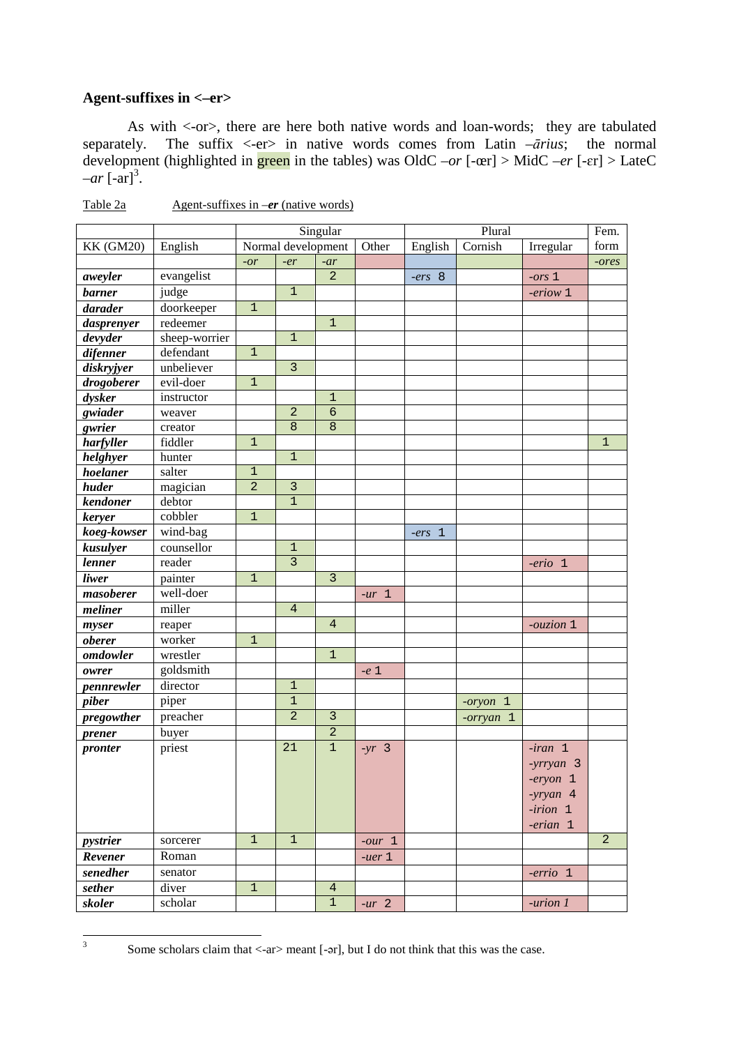### Agent-suffixes in <–er>

As with <-or>, there are here both native words and loan-words; they are tabulated separately. The suffix <-er> in native words comes from Latin *–ārius*; the normal development (highlighted in green in the tables) was OldC *–or* [-œr] > MidC *–er* [-ɛr] > LateC *–ar* [-ar][3].

Table 2a Agent-suffixes in *–er* (native words)

| | | Singular | | | | Plural | | | Fem. |
|---|---|---|---|---|---|---|---|---|---|
| KK (GM20) | English | Normal development | | | Other | English | Cornish | Irregular | form |
| | | *-or* | *-er* | *-ar* | | | | | *-ores* |
| ***aweyler*** | evangelist | | | 2 | | *-ers* 8 | | *-ors* 1 | |
| ***barner*** | judge | | 1 | | | | | *-eriow* 1 | |
| ***darader*** | doorkeeper | 1 | | | | | | | |
| ***dasprenyer*** | redeemer | | | 1 | | | | | |
| ***devyder*** | sheep-worrier | | 1 | | | | | | |
| ***difenner*** | defendant | 1 | | | | | | | |
| ***diskryjyer*** | unbeliever | | 3 | | | | | | |
| ***drogoberer*** | evil-doer | 1 | | | | | | | |
| ***dysker*** | instructor | | | 1 | | | | | |
| ***gwiader*** | weaver | | 2 | 6 | | | | | |
| ***gwrier*** | creator | | 8 | 8 | | | | | |
| ***harfyller*** | fiddler | 1 | | | | | | | 1 |
| ***helghyer*** | hunter | | 1 | | | | | | |
| ***hoelaner*** | salter | 1 | | | | | | | |
| ***huder*** | magician | 2 | 3 | | | | | | |
| ***kendoner*** | debtor | | 1 | | | | | | |
| ***keryer*** | cobbler | 1 | | | | | | | |
| ***koeg-kowser*** | wind-bag | | | | | *-ers* 1 | | | |
| ***kusulyer*** | counsellor | | 1 | | | | | | |
| ***lenner*** | reader | | 3 | | | | | *-erio* 1 | |
| ***liwer*** | painter | 1 | | 3 | | | | | |
| ***masoberer*** | well-doer | | | | *-ur* 1 | | | | |
| ***meliner*** | miller | | 4 | | | | | | |
| ***myser*** | reaper | | | 4 | | | | *-ouzion* 1 | |
| ***oberer*** | worker | 1 | | | | | | | |
| ***omdowler*** | wrestler | | | 1 | | | | | |
| ***owrer*** | goldsmith | | | | *-e* 1 | | | | |
| ***pennrewler*** | director | | 1 | | | | | | |
| ***piber*** | piper | | 1 | | | | *-oryon* 1 | | |
| ***pregowther*** | preacher | | 2 | 3 | | | *-orryan* 1 | | |
| ***prener*** | buyer | | | 2 | | | | | |
| ***pronter*** | priest | | 21 | 1 | *-yr* 3 | | | *-iran* 1<br>*-yrryan* 3<br>*-eryon* 1<br>*-yryan* 4<br>*-irion* 1<br>*-erian* 1 | |
| ***pystrier*** | sorcerer | 1 | 1 | | *-our* 1 | | | | 2 |
| ***Revener*** | Roman | | | | *-uer* 1 | | | | |
| ***senedher*** | senator | | | | | | | *-errio* 1 | |
| ***sether*** | diver | 1 | | 4 | | | | | |
| ***skoler*** | scholar | | | 1 | *-ur* 2 | | | *-urion 1* | |

[3] Some scholars claim that <-ar> meant [-ər], but I do not think that this was the case.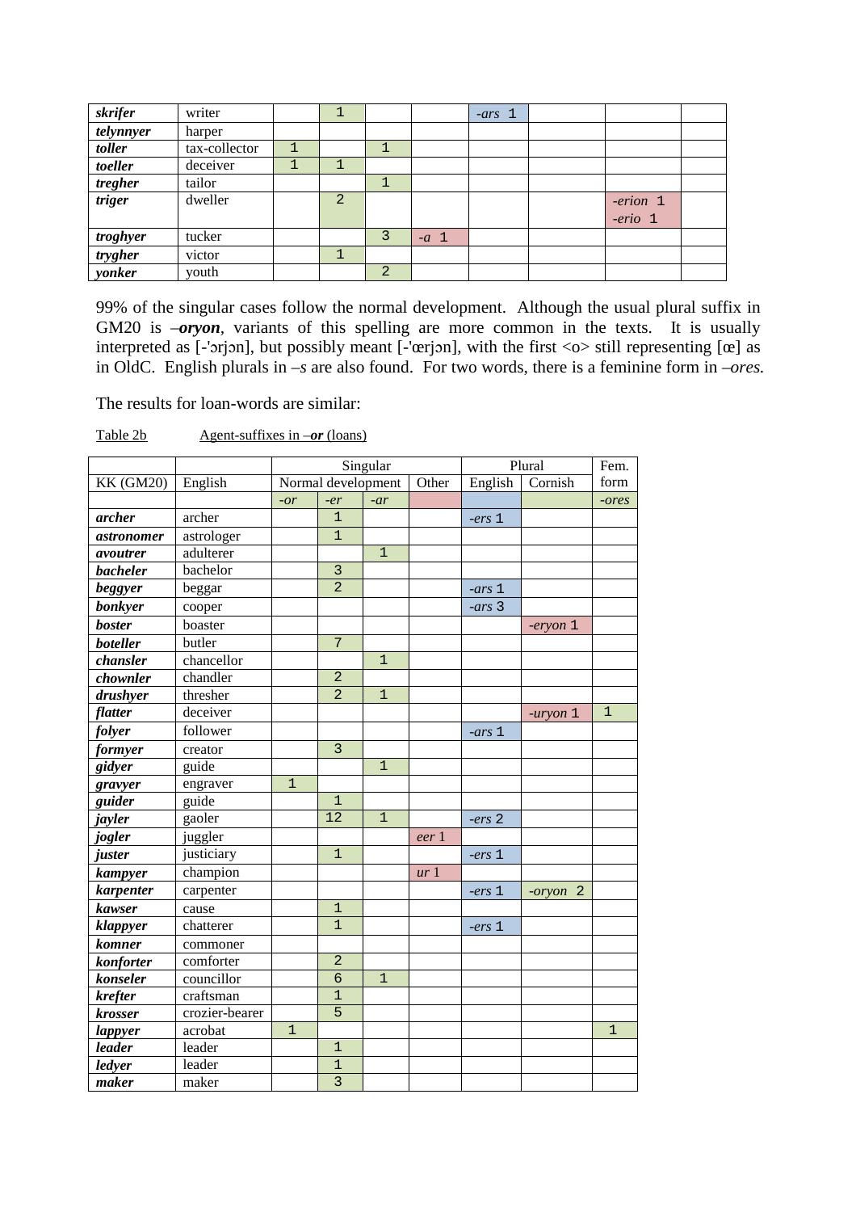| | | | | | | | | | |
|---|---|---|---|---|---|---|---|---|---|
| ***skrifer*** | writer | | 1 | | | *-ars* 1 | | | |
| ***telynnyer*** | harper | | | | | | | | |
| ***toller*** | tax-collector | 1 | | 1 | | | | | |
| ***toeller*** | deceiver | 1 | 1 | | | | | | |
| ***tregher*** | tailor | | | 1 | | | | | |
| ***triger*** | dweller | | 2 | | | | | *-erion* 1 *-erio* 1 | |
| ***troghyer*** | tucker | | | 3 | *-a* 1 | | | | |
| ***trygher*** | victor | | 1 | | | | | | |
| ***yonker*** | youth | | | 2 | | | | | |

99% of the singular cases follow the normal development. Although the usual plural suffix in GM20 is *–**oryon***, variants of this spelling are more common in the texts. It is usually interpreted as [-'ɔrjɔn], but possibly meant [-'œrjɔn], with the first <o> still representing [œ] as in OldC. English plurals in *–s* are also found. For two words, there is a feminine form in *–ores.*

The results for loan-words are similar:

Table 2b     Agent-suffixes in *–**or*** (loans)

| | | Singular | | | | Plural | | Fem. |
|---|---|---|---|---|---|---|---|---|
| KK (GM20) | English | Normal development | | | Other | English | Cornish | form |
| | | *-or* | *-er* | *-ar* | | | | *-ores* |
| ***archer*** | archer | | 1 | | | *-ers* 1 | | |
| ***astronomer*** | astrologer | | 1 | | | | | |
| ***avoutrer*** | adulterer | | | 1 | | | | |
| ***bacheler*** | bachelor | | 3 | | | | | |
| ***beggyer*** | beggar | | 2 | | | *-ars* 1 | | |
| ***bonkyer*** | cooper | | | | | *-ars* 3 | | |
| ***boster*** | boaster | | | | | | *-eryon* 1 | |
| ***boteller*** | butler | | 7 | | | | | |
| ***chansler*** | chancellor | | | 1 | | | | |
| ***chownler*** | chandler | | 2 | | | | | |
| ***drushyer*** | thresher | | 2 | 1 | | | | |
| ***flatter*** | deceiver | | | | | | *-uryon* 1 | 1 |
| ***folyer*** | follower | | | | | *-ars* 1 | | |
| ***formyer*** | creator | | 3 | | | | | |
| ***gidyer*** | guide | | | 1 | | | | |
| ***gravyer*** | engraver | 1 | | | | | | |
| ***guider*** | guide | | 1 | | | | | |
| ***jayler*** | gaoler | | 12 | 1 | | *-ers* 2 | | |
| ***jogler*** | juggler | | | | *eer* 1 | | | |
| ***juster*** | justiciary | | 1 | | | *-ers* 1 | | |
| ***kampyer*** | champion | | | | *ur* 1 | | | |
| ***karpenter*** | carpenter | | | | | *-ers* 1 | *-oryon* 2 | |
| ***kawser*** | cause | | 1 | | | | | |
| ***klappyer*** | chatterer | | 1 | | | *-ers* 1 | | |
| ***komner*** | commoner | | | | | | | |
| ***konforter*** | comforter | | 2 | | | | | |
| ***konseler*** | councillor | | 6 | 1 | | | | |
| ***krefter*** | craftsman | | 1 | | | | | |
| ***krosser*** | crozier-bearer | | 5 | | | | | |
| ***lappyer*** | acrobat | 1 | | | | | | 1 |
| ***leader*** | leader | | 1 | | | | | |
| ***ledyer*** | leader | | 1 | | | | | |
| ***maker*** | maker | | 3 | | | | | |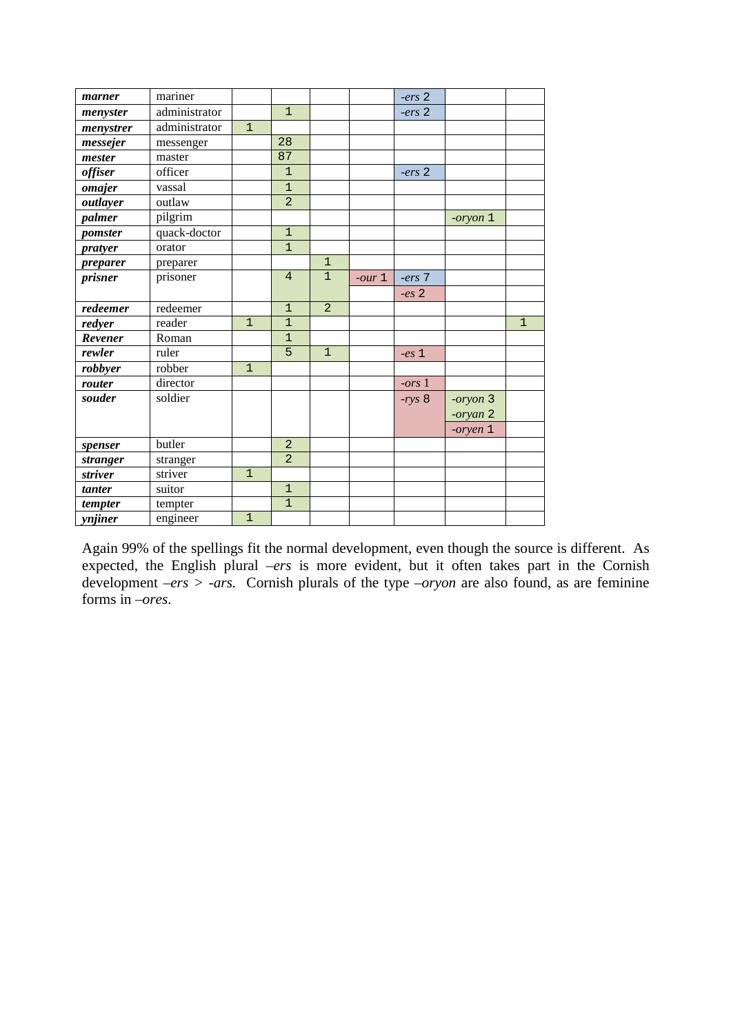| | | | | | | | | |
|---|---|---|---|---|---|---|---|---|
| ***marner*** | mariner | | | | | *-ers* 2 | | |
| ***menyster*** | administrator | | 1 | | | *-ers* 2 | | |
| ***menystrer*** | administrator | 1 | | | | | | |
| ***messejer*** | messenger | | 28 | | | | | |
| ***mester*** | master | | 87 | | | | | |
| ***offiser*** | officer | | 1 | | | *-ers* 2 | | |
| ***omajer*** | vassal | | 1 | | | | | |
| ***outlayer*** | outlaw | | 2 | | | | | |
| ***palmer*** | pilgrim | | | | | | *-oryon* 1 | |
| ***pomster*** | quack-doctor | | 1 | | | | | |
| ***pratyer*** | orator | | 1 | | | | | |
| ***preparer*** | preparer | | | 1 | | | | |
| ***prisner*** | prisoner | | 4 | 1 | *-our* 1 | *-ers* 7 | | |
| | | | | | | *-es* 2 | | |
| ***redeemer*** | redeemer | | 1 | 2 | | | | |
| ***redyer*** | reader | 1 | 1 | | | | | 1 |
| ***Revener*** | Roman | | 1 | | | | | |
| ***rewler*** | ruler | | 5 | 1 | | *-es* 1 | | |
| ***robbyer*** | robber | 1 | | | | | | |
| ***router*** | director | | | | | *-ors* 1 | | |
| ***souder*** | soldier | | | | | *-rys* 8 | *-oryon* 3 | |
| | | | | | | | *-oryan* 2 | |
| | | | | | | | *-oryen* 1 | |
| ***spenser*** | butler | | 2 | | | | | |
| ***stranger*** | stranger | | 2 | | | | | |
| ***striver*** | striver | 1 | | | | | | |
| ***tanter*** | suitor | | 1 | | | | | |
| ***tempter*** | tempter | | 1 | | | | | |
| ***ynjiner*** | engineer | 1 | | | | | | |

Again 99% of the spellings fit the normal development, even though the source is different. As expected, the English plural *–ers* is more evident, but it often takes part in the Cornish development *–ers* > *-ars.* Cornish plurals of the type *–oryon* are also found, as are feminine forms in *–ores*.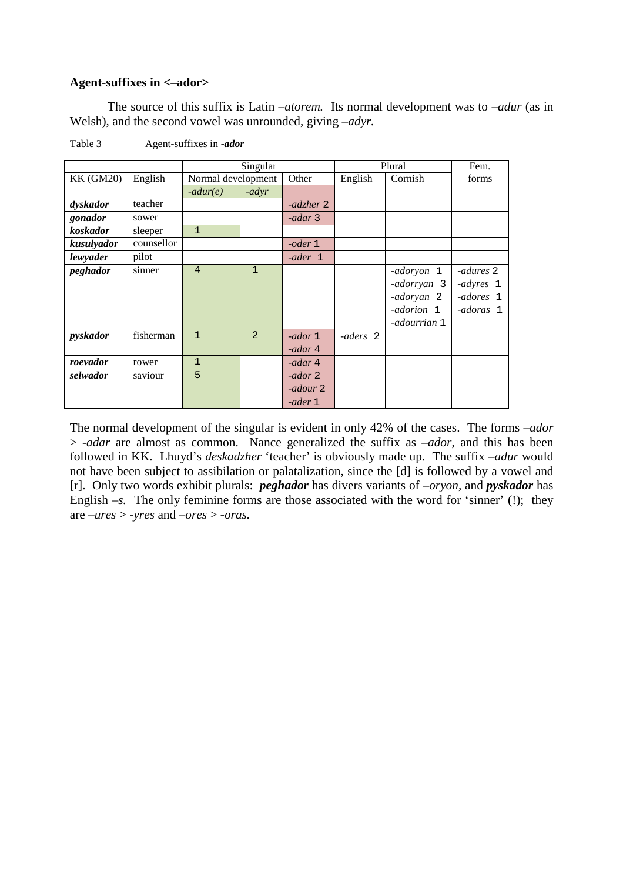**Agent-suffixes in <–ador>**

The source of this suffix is Latin *–atorem.* Its normal development was to *–adur* (as in Welsh), and the second vowel was unrounded, giving *–adyr.*

Table 3 Agent-suffixes in *-ador*

| | | Singular | | | Plural | | Fem. |
|---|---|---|---|---|---|---|---|
| KK (GM20) | English | Normal development | | Other | English | Cornish | forms |
| | | *-adur(e)* | *-adyr* | | | | |
| ***dyskador*** | teacher | | | *-adzher* 2 | | | |
| ***gonador*** | sower | | | *-adar* 3 | | | |
| ***koskador*** | sleeper | 1 | | | | | |
| ***kusulyador*** | counsellor | | | *-oder* 1 | | | |
| ***lewyader*** | pilot | | | *-ader* 1 | | | |
| ***peghador*** | sinner | 4 | 1 | | | *-adoryon* 1<br>*-adorryan* 3<br>*-adoryan* 2<br>*-adorion* 1<br>*-adourrian* 1 | *-adures* 2<br>*-adyres* 1<br>*-adores* 1<br>*-adoras* 1 |
| ***pyskador*** | fisherman | 1 | 2 | *-ador* 1<br>*-adar* 4 | *-aders* 2 | | |
| ***roevador*** | rower | 1 | | *-adar* 4 | | | |
| ***selwador*** | saviour | 5 | | *-ador* 2<br>*-adour* 2<br>*-ader* 1 | | | |

The normal development of the singular is evident in only 42% of the cases. The forms *–ador* > *-adar* are almost as common. Nance generalized the suffix as *–ador*, and this has been followed in KK. Lhuyd's *deskadzher* 'teacher' is obviously made up. The suffix *–adur* would not have been subject to assibilation or palatalization, since the [d] is followed by a vowel and [r]. Only two words exhibit plurals: ***peghador*** has divers variants of *–oryon*, and ***pyskador*** has English *–s.* The only feminine forms are those associated with the word for 'sinner' (!); they are *–ures* > *-yres* and *–ores* > *-oras.*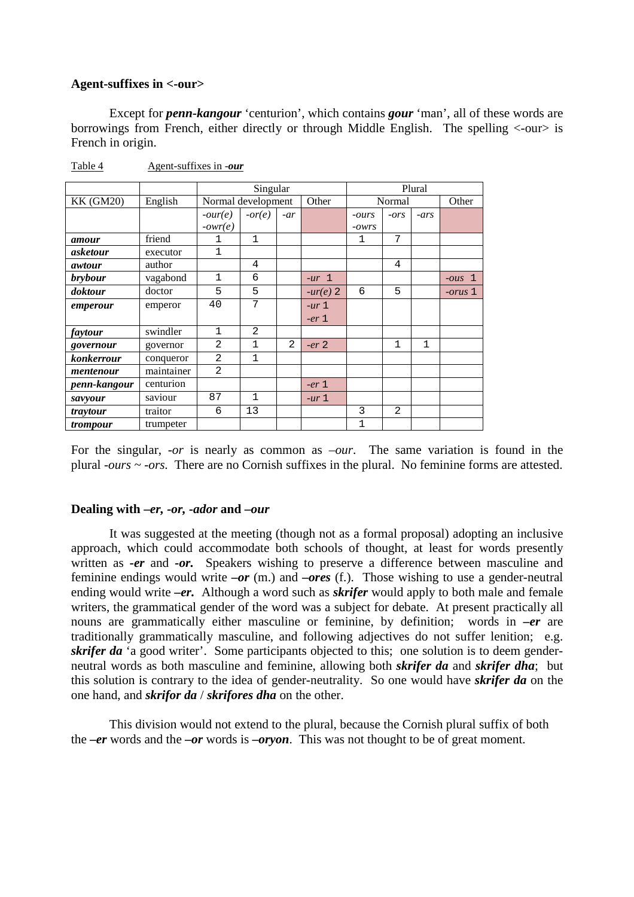**Agent-suffixes in <-our>**

Except for ***penn-kangour*** 'centurion', which contains ***gour*** 'man', all of these words are borrowings from French, either directly or through Middle English. The spelling <-our> is French in origin.

Table 4 Agent-suffixes in *-our*

| | | Singular | | | | Plural | | | |
|---|---|---|---|---|---|---|---|---|---|
| KK (GM20) | English | Normal development | | | Other | Normal | | | Other |
| | | *-our(e)* *-owr(e)* | *-or(e)* | *-ar* | | *-ours* *-owrs* | *-ors* | *-ars* | |
| ***amour*** | friend | 1 | 1 | | | 1 | 7 | | |
| ***asketour*** | executor | 1 | | | | | | | |
| ***awtour*** | author | | 4 | | | | 4 | | |
| ***brybour*** | vagabond | 1 | 6 | | *-ur* 1 | | | | *-ous* 1 |
| ***doktour*** | doctor | 5 | 5 | | *-ur(e)* 2 | 6 | 5 | | *-orus* 1 |
| ***emperour*** | emperor | 40 | 7 | | *-ur* 1 *-er* 1 | | | | |
| ***faytour*** | swindler | 1 | 2 | | | | | | |
| ***governour*** | governor | 2 | 1 | 2 | *-er* 2 | | 1 | 1 | |
| ***konkerrour*** | conqueror | 2 | 1 | | | | | | |
| ***mentenour*** | maintainer | 2 | | | | | | | |
| ***penn-kangour*** | centurion | | | | *-er* 1 | | | | |
| ***savyour*** | saviour | 87 | 1 | | *-ur* 1 | | | | |
| ***traytour*** | traitor | 6 | 13 | | | 3 | 2 | | |
| ***trompour*** | trumpeter | | | | | 1 | | | |

For the singular, *-or* is nearly as common as *–our*. The same variation is found in the plural *-ours* ~ *-ors*. There are no Cornish suffixes in the plural. No feminine forms are attested.

**Dealing with *–er, -or, -ador* and *–our***

It was suggested at the meeting (though not as a formal proposal) adopting an inclusive approach, which could accommodate both schools of thought, at least for words presently written as ***-er*** and ***-or.*** Speakers wishing to preserve a difference between masculine and feminine endings would write ***–or*** (m.) and ***–ores*** (f.). Those wishing to use a gender-neutral ending would write ***–er.*** Although a word such as ***skrifer*** would apply to both male and female writers, the grammatical gender of the word was a subject for debate. At present practically all nouns are grammatically either masculine or feminine, by definition; words in ***–er*** are traditionally grammatically masculine, and following adjectives do not suffer lenition; e.g. ***skrifer da*** 'a good writer'. Some participants objected to this; one solution is to deem gender-neutral words as both masculine and feminine, allowing both ***skrifer da*** and ***skrifer dha***; but this solution is contrary to the idea of gender-neutrality. So one would have ***skrifer da*** on the one hand, and ***skrifor da*** / ***skrifores dha*** on the other.

This division would not extend to the plural, because the Cornish plural suffix of both the ***–er*** words and the ***–or*** words is ***–oryon***. This was not thought to be of great moment.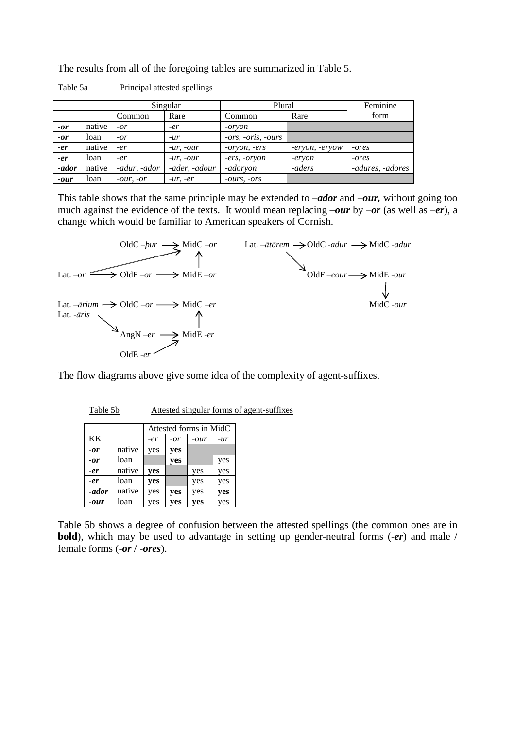The results from all of the foregoing tables are summarized in Table 5.

Table 5a     Principal attested spellings

| | | Singular | | Plural | | Feminine form |
|---|---|---|---|---|---|---|
| | | Common | Rare | Common | Rare | |
| ***-or*** | native | *-or* | *-er* | *-oryon* | | |
| ***-or*** | loan | *-or* | *-ur* | *-ors, -oris, -ours* | | |
| ***-er*** | native | *-er* | *-ur, -our* | *-oryon, -ers* | *-eryon, -eryow* | *-ores* |
| ***-er*** | loan | *-er* | *-ur, -our* | *-ers, -oryon* | *-eryon* | *-ores* |
| ***-ador*** | native | *-adur, -ador* | *-ader, -adour* | *-adoryon* | *-aders* | *-adures, -adores* |
| ***-our*** | loan | *-our, -or* | *-ur, -er* | *-ours, -ors* | | |

This table shows that the same principle may be extended to *–**ador*** and *–**our,*** without going too much against the evidence of the texts. It would mean replacing ***–our*** by ***–or*** (as well as *–**er***), a change which would be familiar to American speakers of Cornish.

OldC *–þur* → MidC *–or*
Lat. *–or* → OldF *–or* → MidE *–or* → MidC *–or*
Lat. *–or* → MidC *–or*

Lat. *–ātōrem* → OldC *-adur* → MidC *-adur*
Lat. *–ātōrem* → OldF *–eour* → MidE *-our* → MidC *-our*

Lat. *–ārium* → OldC *–or* → MidC *–er*
Lat. *-āris* → AngN *–er* → MidE *-er* → MidC *–er*
OldE *-er* → MidE *-er*

The flow diagrams above give some idea of the complexity of agent-suffixes.

Table 5b     Attested singular forms of agent-suffixes

| | | Attested forms in MidC | | | |
|---|---|---|---|---|---|
| KK | | *-er* | *-or* | *-our* | *-ur* |
| ***-or*** | native | yes | **yes** | | |
| ***-or*** | loan | | **yes** | | yes |
| ***-er*** | native | **yes** | | yes | yes |
| ***-er*** | loan | **yes** | | yes | yes |
| ***-ador*** | native | yes | **yes** | yes | **yes** |
| ***-our*** | loan | yes | **yes** | **yes** | yes |

Table 5b shows a degree of confusion between the attested spellings (the common ones are in **bold**), which may be used to advantage in setting up gender-neutral forms (***-er***) and male / female forms (***-or*** / ***-ores***).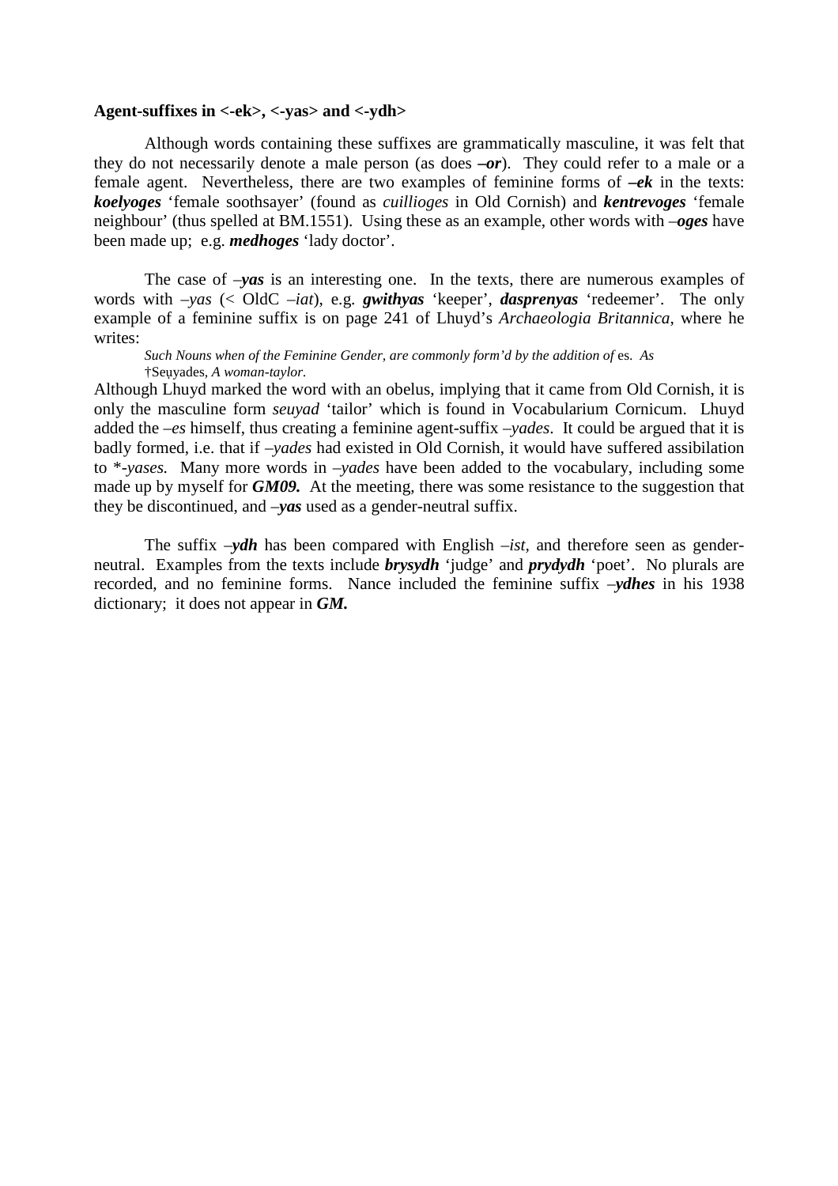**Agent-suffixes in <-ek>, <-yas> and <-ydh>**

Although words containing these suffixes are grammatically masculine, it was felt that they do not necessarily denote a male person (as does ***–or***). They could refer to a male or a female agent. Nevertheless, there are two examples of feminine forms of ***–ek*** in the texts: ***koelyoges*** 'female soothsayer' (found as *cuillioges* in Old Cornish) and ***kentrevoges*** 'female neighbour' (thus spelled at BM.1551). Using these as an example, other words with *–**oges*** have been made up; e.g. ***medhoges*** 'lady doctor'.

The case of *–**yas*** is an interesting one. In the texts, there are numerous examples of words with *–yas* (< OldC *–iat*), e.g. ***gwithyas*** 'keeper', ***dasprenyas*** 'redeemer'. The only example of a feminine suffix is on page 241 of Lhuyd's *Archaeologia Britannica*, where he writes:

> *Such Nouns when of the Feminine Gender, are commonly form'd by the addition of* es. *As* †Seuyades, *A woman-taylor.*

Although Lhuyd marked the word with an obelus, implying that it came from Old Cornish, it is only the masculine form *seuyad* 'tailor' which is found in Vocabularium Cornicum. Lhuyd added the *–es* himself, thus creating a feminine agent-suffix *–yades*. It could be argued that it is badly formed, i.e. that if *–yades* had existed in Old Cornish, it would have suffered assibilation to *\*-yases.* Many more words in *–yades* have been added to the vocabulary, including some made up by myself for ***GM09.*** At the meeting, there was some resistance to the suggestion that they be discontinued, and *–**yas*** used as a gender-neutral suffix.

The suffix *–**ydh*** has been compared with English *–ist*, and therefore seen as gender-neutral. Examples from the texts include ***brysydh*** 'judge' and ***prydydh*** 'poet'. No plurals are recorded, and no feminine forms. Nance included the feminine suffix *–**ydhes*** in his 1938 dictionary; it does not appear in ***GM.***